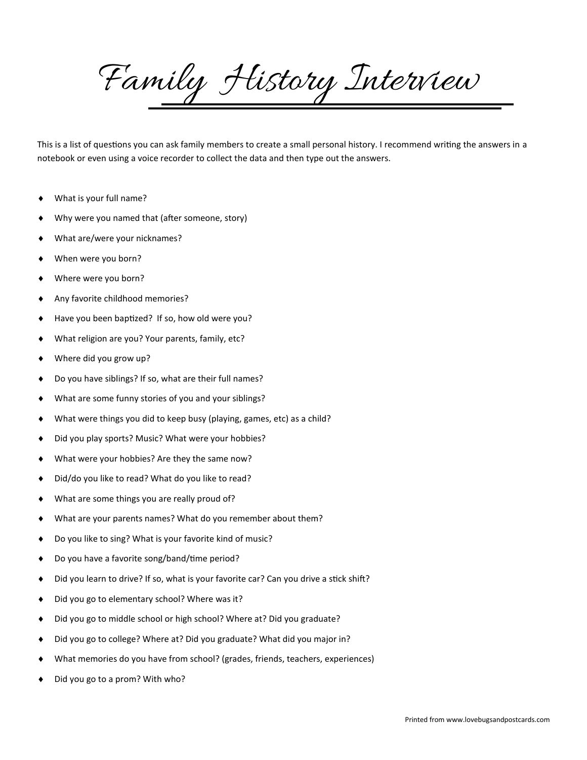# Family History Interview

This is a list of questions you can ask family members to create a small personal history. I recommend writing the answers in a notebook or even using a voice recorder to collect the data and then type out the answers.

- What is your full name?
- Why were you named that (after someone, story)
- What are/were your nicknames?
- When were you born?
- Where were you born?
- Any favorite childhood memories?
- Have you been baptized? If so, how old were you?
- What religion are you? Your parents, family, etc?
- Where did you grow up?
- Do you have siblings? If so, what are their full names?
- What are some funny stories of you and your siblings?
- What were things you did to keep busy (playing, games, etc) as a child?
- Did you play sports? Music? What were your hobbies?
- What were your hobbies? Are they the same now?
- Did/do you like to read? What do you like to read?
- What are some things you are really proud of?
- What are your parents names? What do you remember about them?
- Do you like to sing? What is your favorite kind of music?
- Do you have a favorite song/band/time period?
- Did you learn to drive? If so, what is your favorite car? Can you drive a stick shift?
- Did you go to elementary school? Where was it?
- Did you go to middle school or high school? Where at? Did you graduate?
- Did you go to college? Where at? Did you graduate? What did you major in?
- What memories do you have from school? (grades, friends, teachers, experiences)
- Did you go to a prom? With who?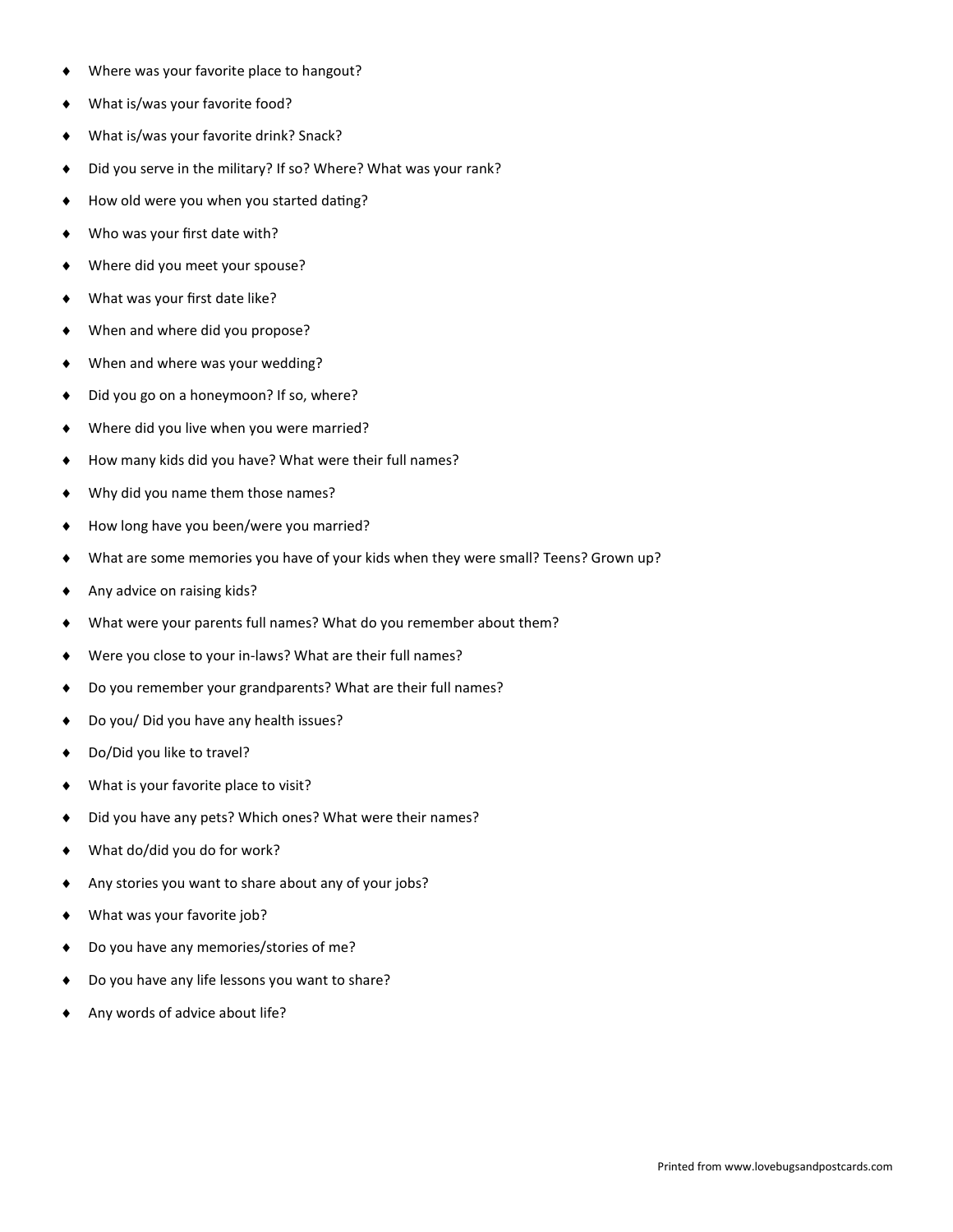- Where was your favorite place to hangout?
- What is/was your favorite food?
- What is/was your favorite drink? Snack?
- Did you serve in the military? If so? Where? What was your rank?
- How old were you when you started dating?
- Who was your first date with?
- Where did you meet your spouse?
- What was your first date like?
- When and where did you propose?
- When and where was your wedding?
- Did you go on a honeymoon? If so, where?
- Where did you live when you were married?
- How many kids did you have? What were their full names?
- Why did you name them those names?
- How long have you been/were you married?
- What are some memories you have of your kids when they were small? Teens? Grown up?
- Any advice on raising kids?
- What were your parents full names? What do you remember about them?
- Were you close to your in-laws? What are their full names?
- Do you remember your grandparents? What are their full names?
- Do you/ Did you have any health issues?
- Do/Did you like to travel?
- What is your favorite place to visit?
- Did you have any pets? Which ones? What were their names?
- What do/did you do for work?
- Any stories you want to share about any of your jobs?
- What was your favorite job?
- Do you have any memories/stories of me?
- Do you have any life lessons you want to share?
- Any words of advice about life?

Printed from www.lovebugsandpostcards.com